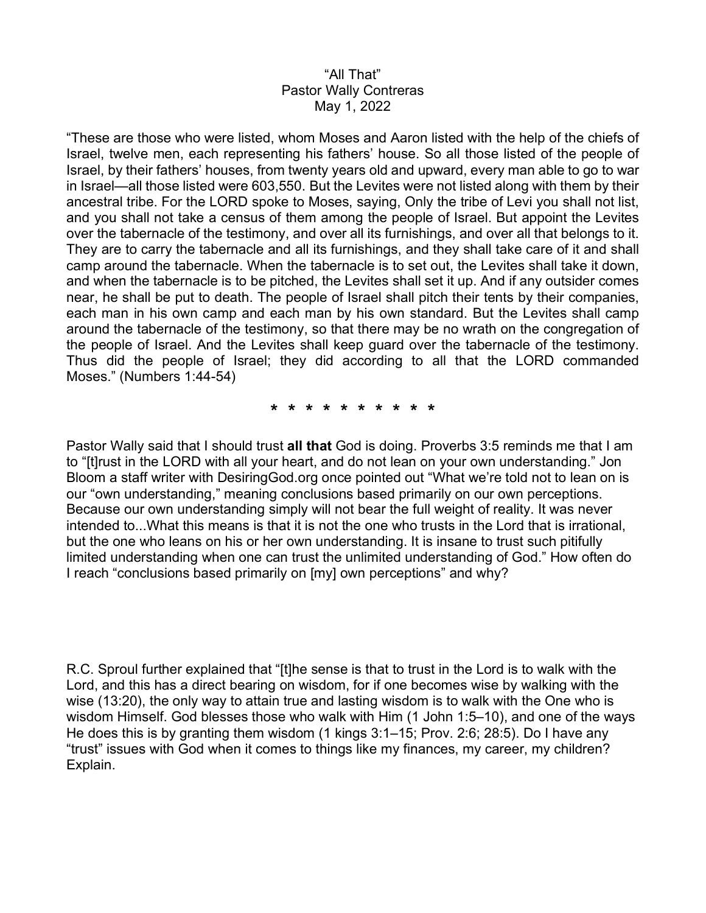“All That”
Pastor Wally Contreras
May 1, 2022

“These are those who were listed, whom Moses and Aaron listed with the help of the chiefs of Israel, twelve men, each representing his fathers’ house. So all those listed of the people of Israel, by their fathers’ houses, from twenty years old and upward, every man able to go to war in Israel—all those listed were 603,550. But the Levites were not listed along with them by their ancestral tribe. For the LORD spoke to Moses, saying, Only the tribe of Levi you shall not list, and you shall not take a census of them among the people of Israel. But appoint the Levites over the tabernacle of the testimony, and over all its furnishings, and over all that belongs to it. They are to carry the tabernacle and all its furnishings, and they shall take care of it and shall camp around the tabernacle. When the tabernacle is to set out, the Levites shall take it down, and when the tabernacle is to be pitched, the Levites shall set it up. And if any outsider comes near, he shall be put to death. The people of Israel shall pitch their tents by their companies, each man in his own camp and each man by his own standard. But the Levites shall camp around the tabernacle of the testimony, so that there may be no wrath on the congregation of the people of Israel. And the Levites shall keep guard over the tabernacle of the testimony. Thus did the people of Israel; they did according to all that the LORD commanded Moses.” (Numbers 1:44-54)

**\* \* \* \* \* \* \* \* \* \* \***

Pastor Wally said that I should trust **all that** God is doing. Proverbs 3:5 reminds me that I am to “[t]rust in the LORD with all your heart, and do not lean on your own understanding.” Jon Bloom a staff writer with DesiringGod.org once pointed out “What we’re told not to lean on is our “own understanding,” meaning conclusions based primarily on our own perceptions. Because our own understanding simply will not bear the full weight of reality. It was never intended to...What this means is that it is not the one who trusts in the Lord that is irrational, but the one who leans on his or her own understanding. It is insane to trust such pitifully limited understanding when one can trust the unlimited understanding of God.” How often do I reach “conclusions based primarily on [my] own perceptions” and why?

R.C. Sproul further explained that “[t]he sense is that to trust in the Lord is to walk with the Lord, and this has a direct bearing on wisdom, for if one becomes wise by walking with the wise (13:20), the only way to attain true and lasting wisdom is to walk with the One who is wisdom Himself. God blesses those who walk with Him (1 John 1:5–10), and one of the ways He does this is by granting them wisdom (1 kings 3:1–15; Prov. 2:6; 28:5). Do I have any “trust” issues with God when it comes to things like my finances, my career, my children? Explain.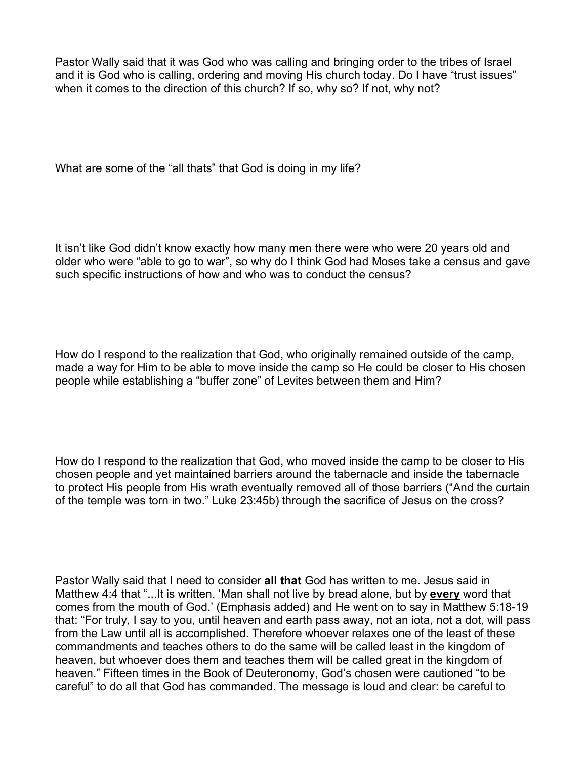Pastor Wally said that it was God who was calling and bringing order to the tribes of Israel and it is God who is calling, ordering and moving His church today. Do I have "trust issues" when it comes to the direction of this church? If so, why so? If not, why not?

What are some of the "all thats" that God is doing in my life?

It isn't like God didn't know exactly how many men there were who were 20 years old and older who were "able to go to war", so why do I think God had Moses take a census and gave such specific instructions of how and who was to conduct the census?

How do I respond to the realization that God, who originally remained outside of the camp, made a way for Him to be able to move inside the camp so He could be closer to His chosen people while establishing a "buffer zone" of Levites between them and Him?

How do I respond to the realization that God, who moved inside the camp to be closer to His chosen people and yet maintained barriers around the tabernacle and inside the tabernacle to protect His people from His wrath eventually removed all of those barriers ("And the curtain of the temple was torn in two." Luke 23:45b) through the sacrifice of Jesus on the cross?

Pastor Wally said that I need to consider **all that** God has written to me. Jesus said in Matthew 4:4 that "...It is written, 'Man shall not live by bread alone, but by <u>**every**</u> word that comes from the mouth of God.' (Emphasis added) and He went on to say in Matthew 5:18-19 that: "For truly, I say to you, until heaven and earth pass away, not an iota, not a dot, will pass from the Law until all is accomplished. Therefore whoever relaxes one of the least of these commandments and teaches others to do the same will be called least in the kingdom of heaven, but whoever does them and teaches them will be called great in the kingdom of heaven." Fifteen times in the Book of Deuteronomy, God's chosen were cautioned "to be careful" to do all that God has commanded. The message is loud and clear: be careful to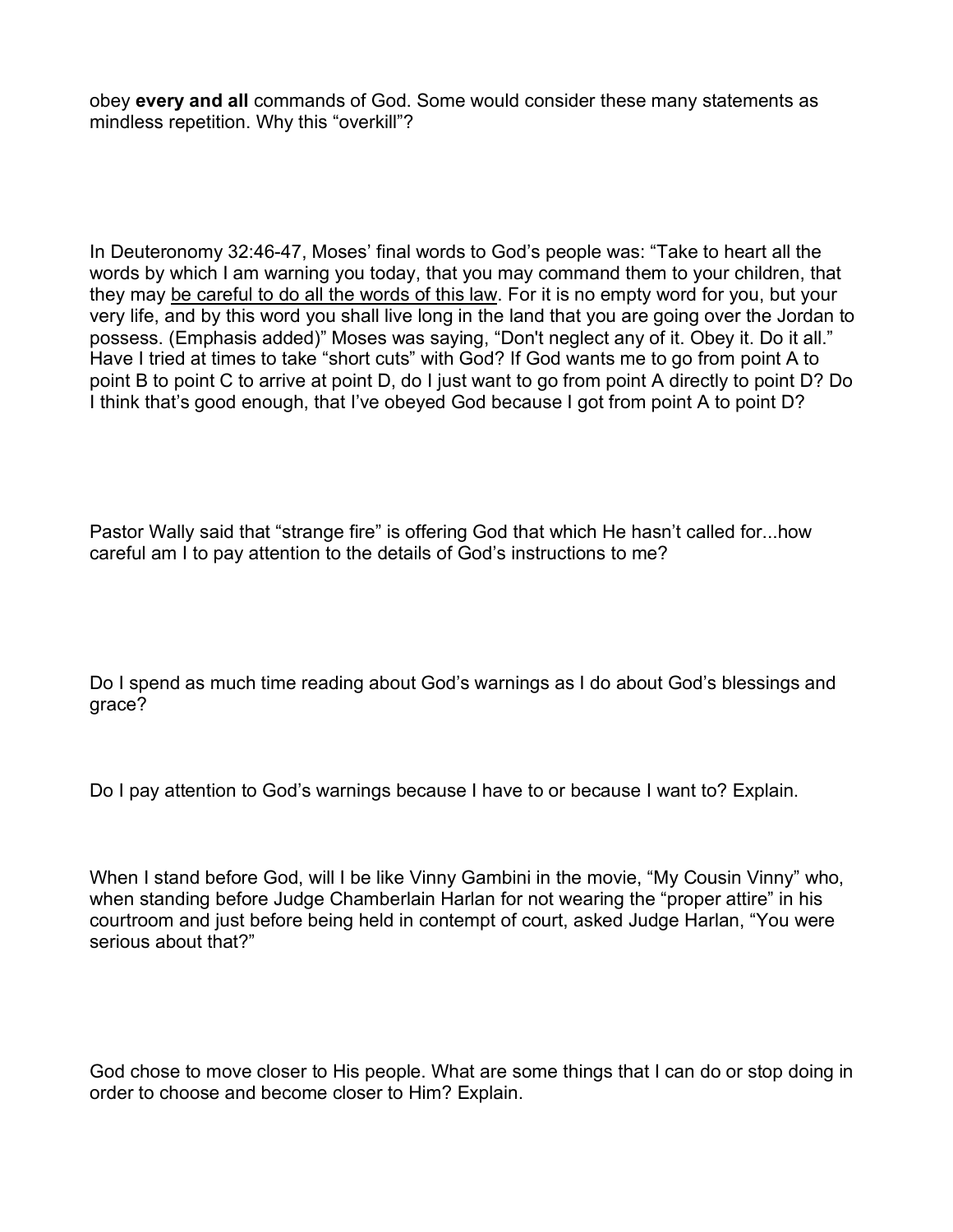obey **every and all** commands of God. Some would consider these many statements as mindless repetition. Why this “overkill”?

In Deuteronomy 32:46-47, Moses’ final words to God’s people was: “Take to heart all the words by which I am warning you today, that you may command them to your children, that they may <u>be careful to do all the words of this law</u>. For it is no empty word for you, but your very life, and by this word you shall live long in the land that you are going over the Jordan to possess. (Emphasis added)” Moses was saying, “Don't neglect any of it. Obey it. Do it all.” Have I tried at times to take “short cuts” with God? If God wants me to go from point A to point B to point C to arrive at point D, do I just want to go from point A directly to point D? Do I think that’s good enough, that I’ve obeyed God because I got from point A to point D?

Pastor Wally said that “strange fire” is offering God that which He hasn’t called for...how careful am I to pay attention to the details of God’s instructions to me?

Do I spend as much time reading about God’s warnings as I do about God’s blessings and grace?

Do I pay attention to God’s warnings because I have to or because I want to? Explain.

When I stand before God, will I be like Vinny Gambini in the movie, “My Cousin Vinny” who, when standing before Judge Chamberlain Harlan for not wearing the “proper attire” in his courtroom and just before being held in contempt of court, asked Judge Harlan, “You were serious about that?”

God chose to move closer to His people. What are some things that I can do or stop doing in order to choose and become closer to Him? Explain.